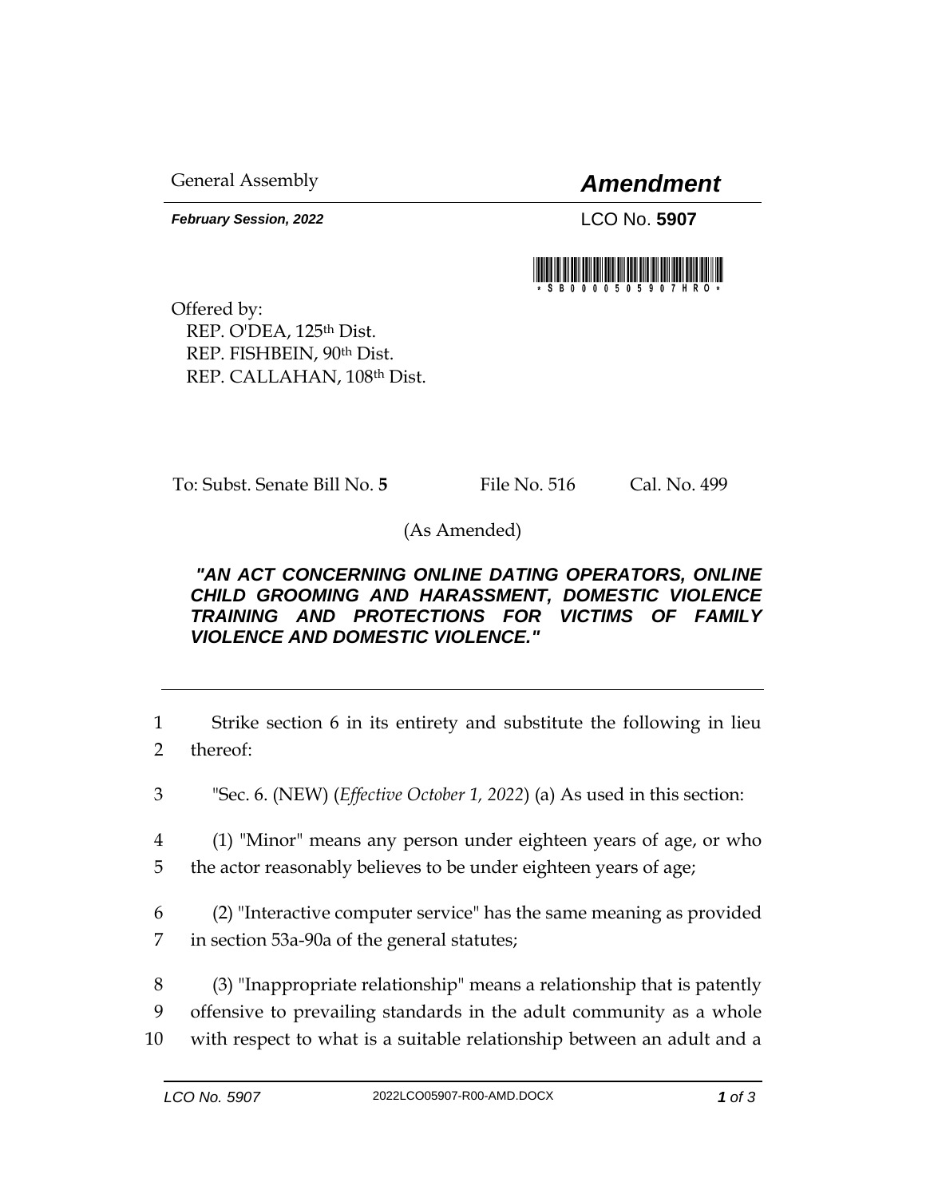General Assembly

# *Amendment*

***February Session, 2022***

LCO No. **5907**

\*SB00000505907HRO\*

Offered by:
REP. O'DEA, 125th Dist.
REP. FISHBEIN, 90th Dist.
REP. CALLAHAN, 108th Dist.

To: Subst. Senate Bill No. **5** File No. 516 Cal. No. 499

(As Amended)

***"AN ACT CONCERNING ONLINE DATING OPERATORS, ONLINE CHILD GROOMING AND HARASSMENT, DOMESTIC VIOLENCE TRAINING AND PROTECTIONS FOR VICTIMS OF FAMILY VIOLENCE AND DOMESTIC VIOLENCE."***

---

1 Strike section 6 in its entirety and substitute the following in lieu
2 thereof:

3 "Sec. 6. (NEW) (*Effective October 1, 2022*) (a) As used in this section:

4 (1) "Minor" means any person under eighteen years of age, or who
5 the actor reasonably believes to be under eighteen years of age;

6 (2) "Interactive computer service" has the same meaning as provided
7 in section 53a-90a of the general statutes;

8 (3) "Inappropriate relationship" means a relationship that is patently
9 offensive to prevailing standards in the adult community as a whole
10 with respect to what is a suitable relationship between an adult and a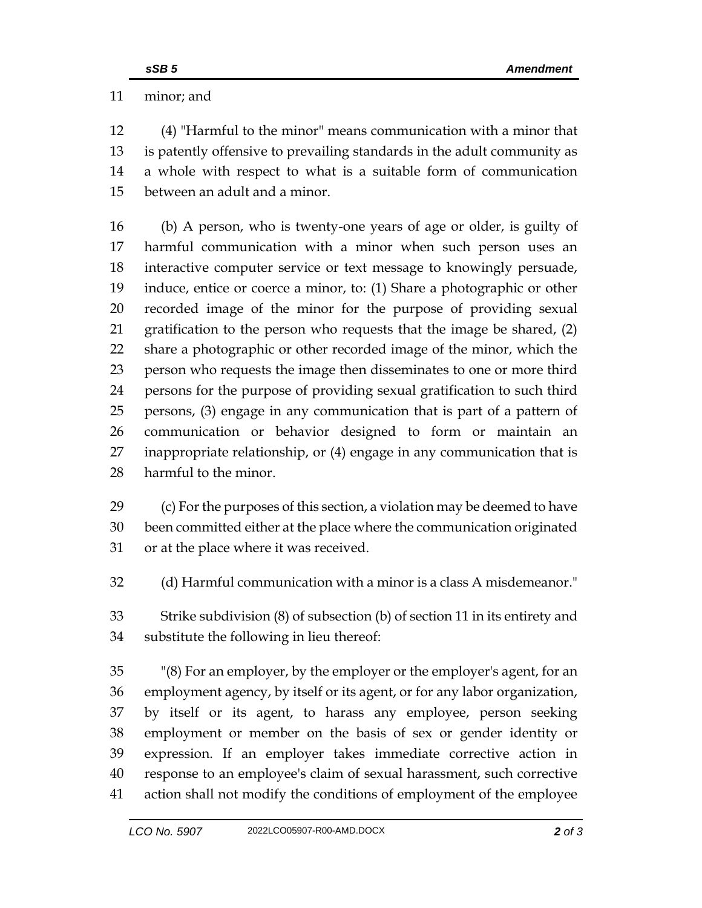minor; and

(4) "Harmful to the minor" means communication with a minor that is patently offensive to prevailing standards in the adult community as a whole with respect to what is a suitable form of communication between an adult and a minor.

(b) A person, who is twenty-one years of age or older, is guilty of harmful communication with a minor when such person uses an interactive computer service or text message to knowingly persuade, induce, entice or coerce a minor, to: (1) Share a photographic or other recorded image of the minor for the purpose of providing sexual gratification to the person who requests that the image be shared, (2) share a photographic or other recorded image of the minor, which the person who requests the image then disseminates to one or more third persons for the purpose of providing sexual gratification to such third persons, (3) engage in any communication that is part of a pattern of communication or behavior designed to form or maintain an inappropriate relationship, or (4) engage in any communication that is harmful to the minor.

(c) For the purposes of this section, a violation may be deemed to have been committed either at the place where the communication originated or at the place where it was received.

(d) Harmful communication with a minor is a class A misdemeanor."

Strike subdivision (8) of subsection (b) of section 11 in its entirety and substitute the following in lieu thereof:

"(8) For an employer, by the employer or the employer's agent, for an employment agency, by itself or its agent, or for any labor organization, by itself or its agent, to harass any employee, person seeking employment or member on the basis of sex or gender identity or expression. If an employer takes immediate corrective action in response to an employee's claim of sexual harassment, such corrective action shall not modify the conditions of employment of the employee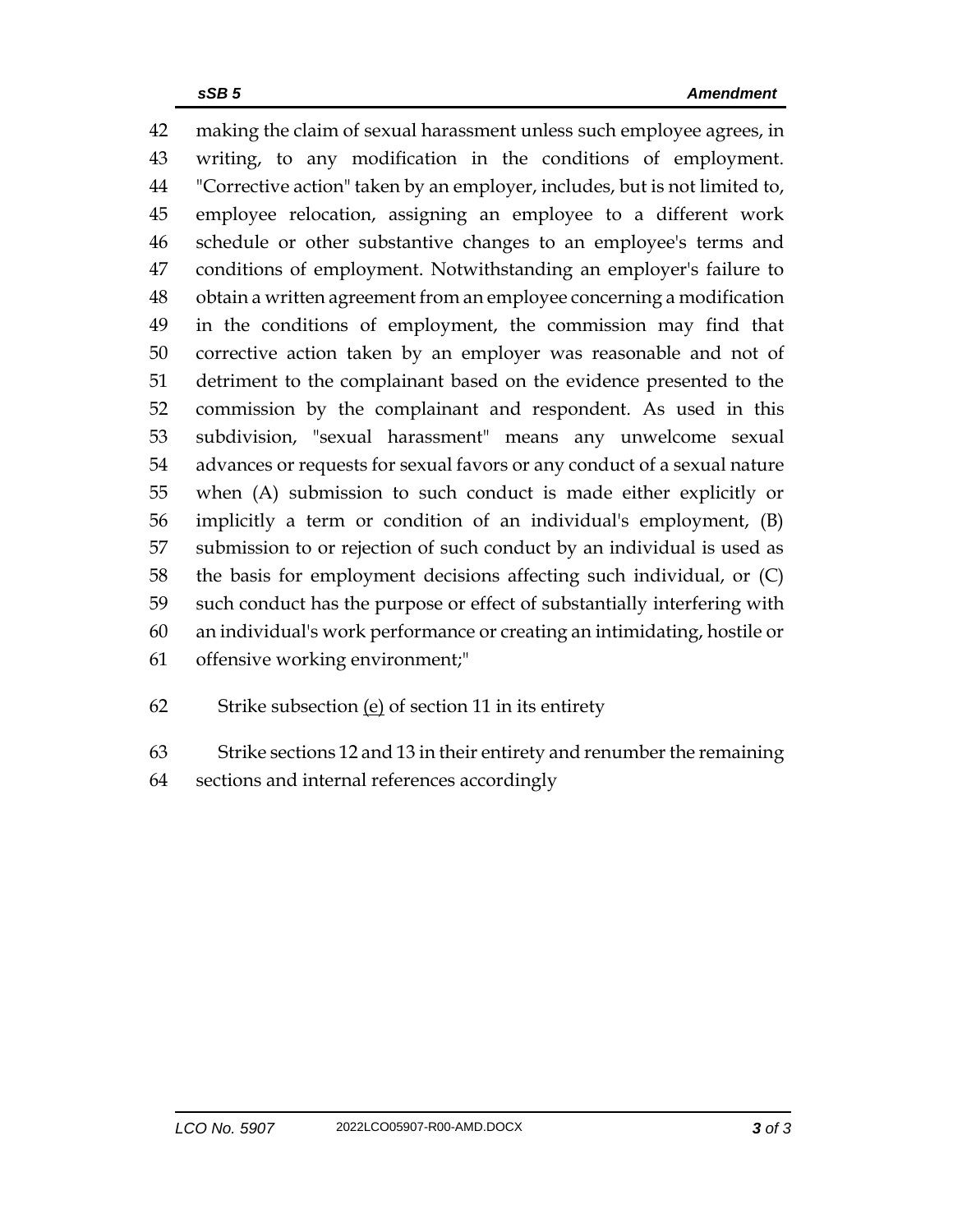making the claim of sexual harassment unless such employee agrees, in writing, to any modification in the conditions of employment. "Corrective action" taken by an employer, includes, but is not limited to, employee relocation, assigning an employee to a different work schedule or other substantive changes to an employee's terms and conditions of employment. Notwithstanding an employer's failure to obtain a written agreement from an employee concerning a modification in the conditions of employment, the commission may find that corrective action taken by an employer was reasonable and not of detriment to the complainant based on the evidence presented to the commission by the complainant and respondent. As used in this subdivision, "sexual harassment" means any unwelcome sexual advances or requests for sexual favors or any conduct of a sexual nature when (A) submission to such conduct is made either explicitly or implicitly a term or condition of an individual's employment, (B) submission to or rejection of such conduct by an individual is used as the basis for employment decisions affecting such individual, or (C) such conduct has the purpose or effect of substantially interfering with an individual's work performance or creating an intimidating, hostile or offensive working environment;"

Strike subsection (e) of section 11 in its entirety

Strike sections 12 and 13 in their entirety and renumber the remaining sections and internal references accordingly